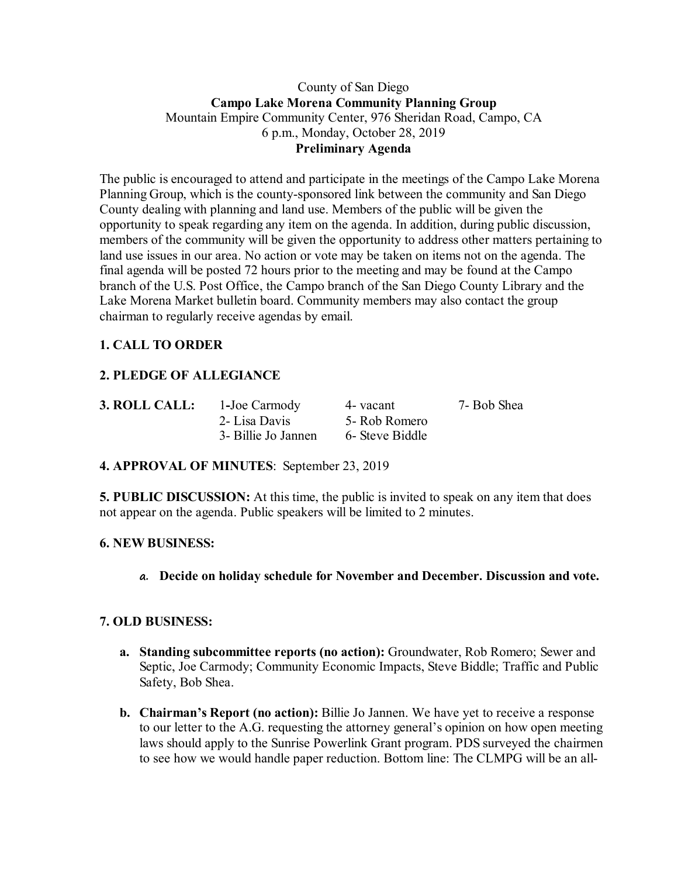County of San Diego

**Campo Lake Morena Community Planning Group**

Mountain Empire Community Center, 976 Sheridan Road, Campo, CA

6 p.m., Monday, October 28, 2019

**Preliminary Agenda**

The public is encouraged to attend and participate in the meetings of the Campo Lake Morena Planning Group, which is the county-sponsored link between the community and San Diego County dealing with planning and land use. Members of the public will be given the opportunity to speak regarding any item on the agenda. In addition, during public discussion, members of the community will be given the opportunity to address other matters pertaining to land use issues in our area. No action or vote may be taken on items not on the agenda. The final agenda will be posted 72 hours prior to the meeting and may be found at the Campo branch of the U.S. Post Office, the Campo branch of the San Diego County Library and the Lake Morena Market bulletin board. Community members may also contact the group chairman to regularly receive agendas by email.

**1. CALL TO ORDER**

**2. PLEDGE OF ALLEGIANCE**

**3. ROLL CALL:**

| | | |
|---|---|---|
| 1-Joe Carmody | 4- vacant | 7- Bob Shea |
| 2- Lisa Davis | 5- Rob Romero | |
| 3- Billie Jo Jannen | 6- Steve Biddle | |

**4. APPROVAL OF MINUTES**: September 23, 2019

**5. PUBLIC DISCUSSION:** At this time, the public is invited to speak on any item that does not appear on the agenda. Public speakers will be limited to 2 minutes.

**6. NEW BUSINESS:**

a. **Decide on holiday schedule for November and December. Discussion and vote.**

**7. OLD BUSINESS:**

a. **Standing subcommittee reports (no action):** Groundwater, Rob Romero; Sewer and Septic, Joe Carmody; Community Economic Impacts, Steve Biddle; Traffic and Public Safety, Bob Shea.

b. **Chairman's Report (no action):** Billie Jo Jannen. We have yet to receive a response to our letter to the A.G. requesting the attorney general's opinion on how open meeting laws should apply to the Sunrise Powerlink Grant program. PDS surveyed the chairmen to see how we would handle paper reduction. Bottom line: The CLMPG will be an all-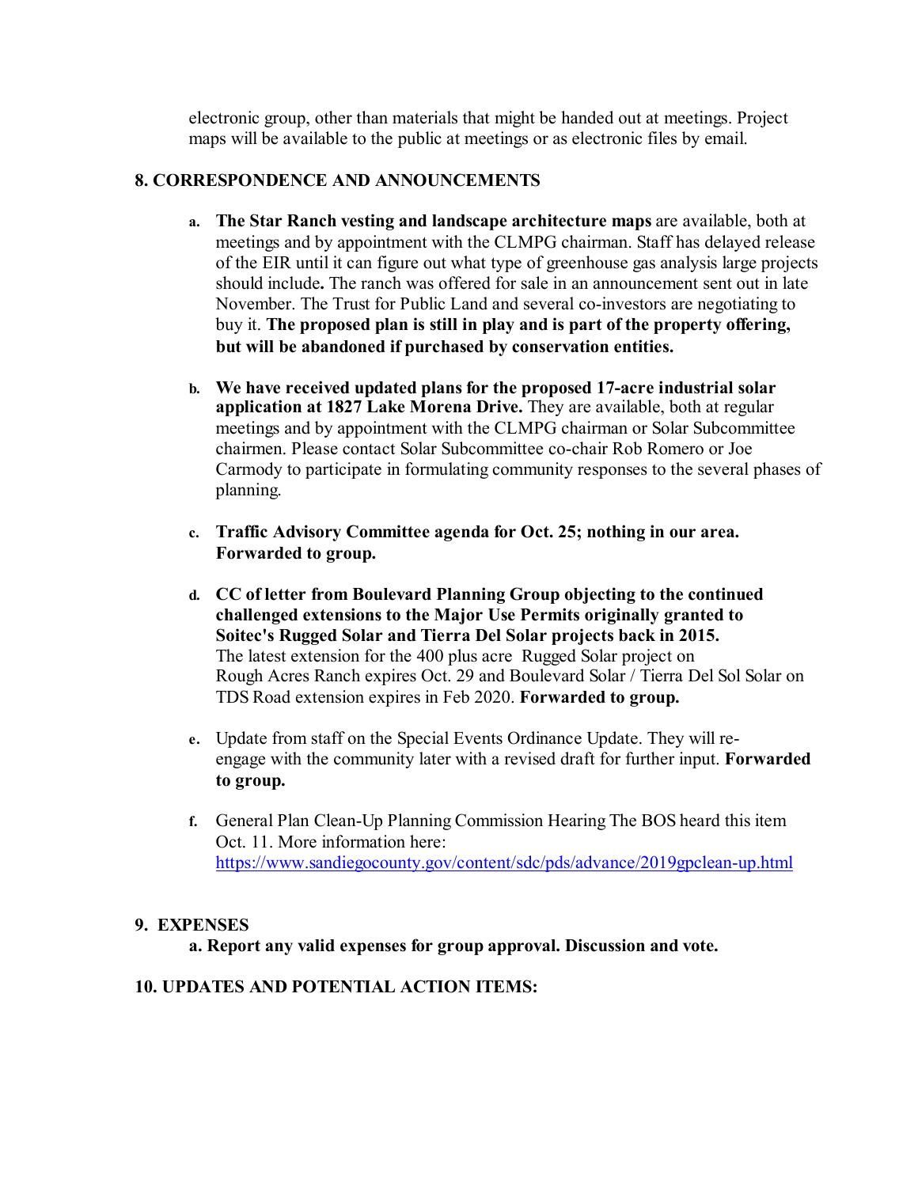electronic group, other than materials that might be handed out at meetings. Project maps will be available to the public at meetings or as electronic files by email.

## 8. CORRESPONDENCE AND ANNOUNCEMENTS

a. **The Star Ranch vesting and landscape architecture maps** are available, both at meetings and by appointment with the CLMPG chairman. Staff has delayed release of the EIR until it can figure out what type of greenhouse gas analysis large projects should include**.** The ranch was offered for sale in an announcement sent out in late November. The Trust for Public Land and several co-investors are negotiating to buy it. **The proposed plan is still in play and is part of the property offering, but will be abandoned if purchased by conservation entities.**

b. **We have received updated plans for the proposed 17-acre industrial solar application at 1827 Lake Morena Drive.** They are available, both at regular meetings and by appointment with the CLMPG chairman or Solar Subcommittee chairmen. Please contact Solar Subcommittee co-chair Rob Romero or Joe Carmody to participate in formulating community responses to the several phases of planning.

c. **Traffic Advisory Committee agenda for Oct. 25; nothing in our area. Forwarded to group.**

d. **CC of letter from Boulevard Planning Group objecting to the continued challenged extensions to the Major Use Permits originally granted to Soitec's Rugged Solar and Tierra Del Solar projects back in 2015.** The latest extension for the 400 plus acre Rugged Solar project on Rough Acres Ranch expires Oct. 29 and Boulevard Solar / Tierra Del Sol Solar on TDS Road extension expires in Feb 2020. **Forwarded to group.**

e. Update from staff on the Special Events Ordinance Update. They will re-engage with the community later with a revised draft for further input. **Forwarded to group.**

f. General Plan Clean-Up Planning Commission Hearing The BOS heard this item Oct. 11. More information here: https://www.sandiegocounty.gov/content/sdc/pds/advance/2019gpclean-up.html

## 9. EXPENSES

**a. Report any valid expenses for group approval. Discussion and vote.**

## 10. UPDATES AND POTENTIAL ACTION ITEMS: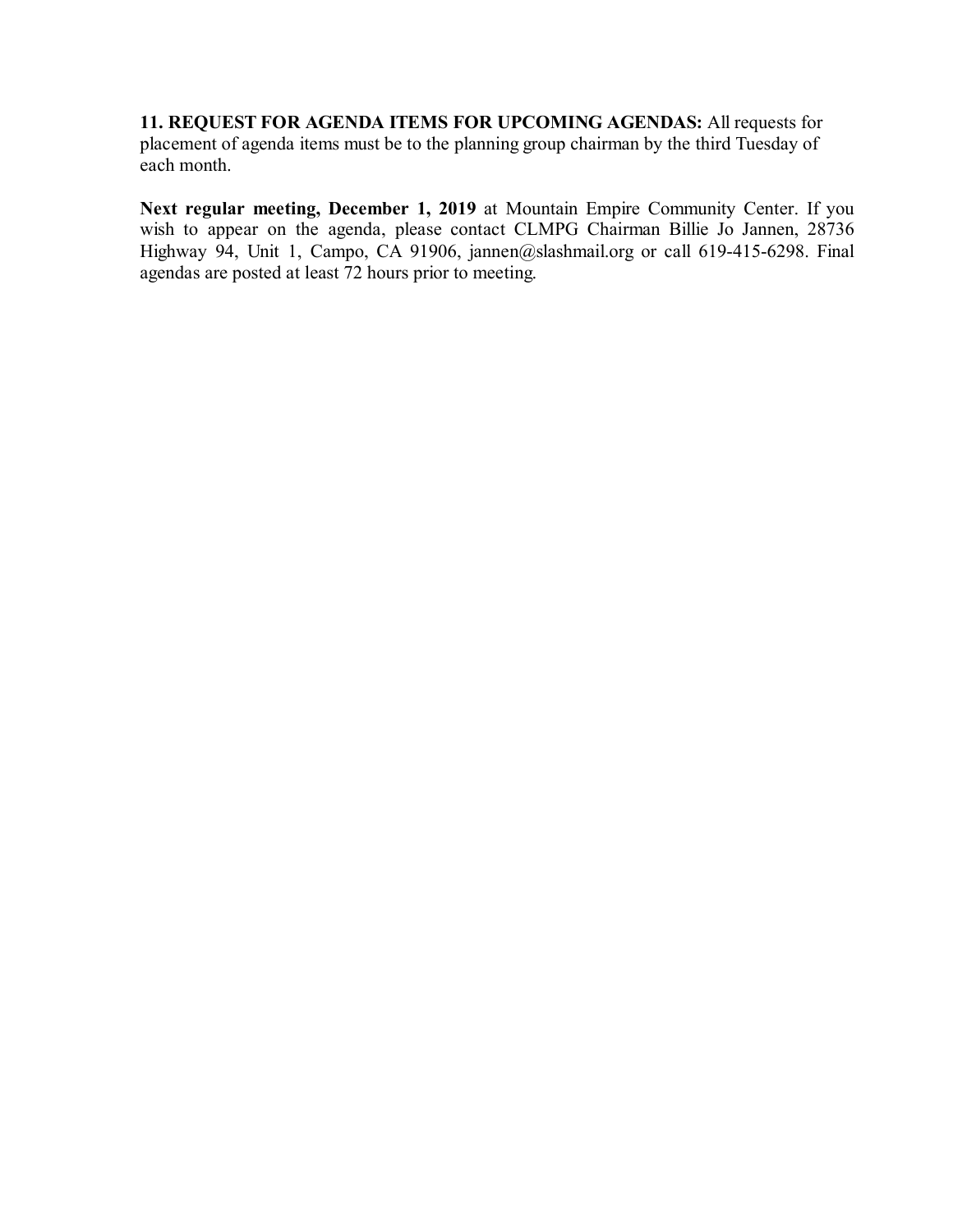**11. REQUEST FOR AGENDA ITEMS FOR UPCOMING AGENDAS:** All requests for placement of agenda items must be to the planning group chairman by the third Tuesday of each month.

**Next regular meeting, December 1, 2019** at Mountain Empire Community Center. If you wish to appear on the agenda, please contact CLMPG Chairman Billie Jo Jannen, 28736 Highway 94, Unit 1, Campo, CA 91906, jannen@slashmail.org or call 619-415-6298. Final agendas are posted at least 72 hours prior to meeting.